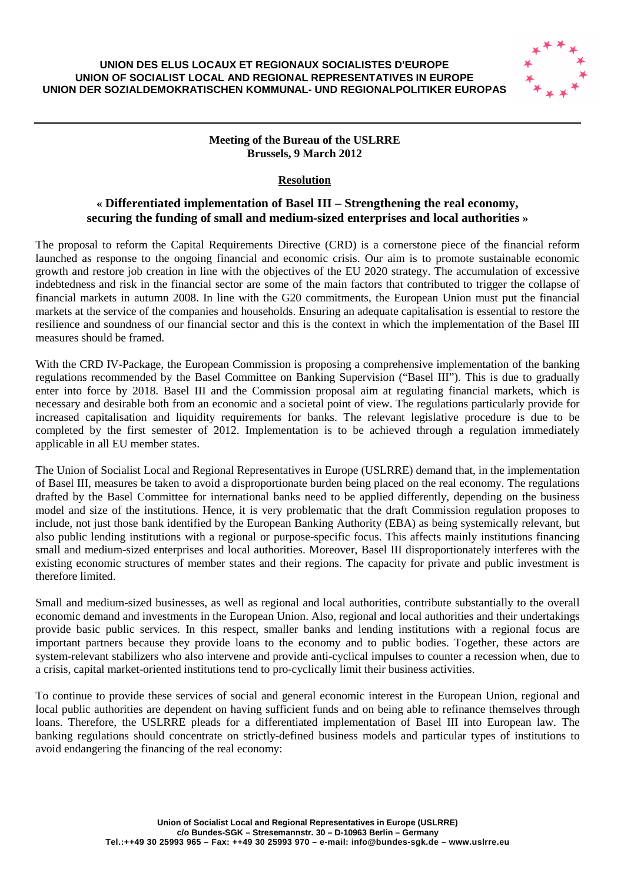**UNION DES ELUS LOCAUX ET REGIONAUX SOCIALISTES D'EUROPE**
**UNION OF SOCIALIST LOCAL AND REGIONAL REPRESENTATIVES IN EUROPE**
**UNION DER SOZIALDEMOKRATISCHEN KOMMUNAL- UND REGIONALPOLITIKER EUROPAS**

---

**Meeting of the Bureau of the USLRRE**
**Brussels, 9 March 2012**

## Resolution

## « Differentiated implementation of Basel III – Strengthening the real economy, securing the funding of small and medium-sized enterprises and local authorities »

The proposal to reform the Capital Requirements Directive (CRD) is a cornerstone piece of the financial reform launched as response to the ongoing financial and economic crisis. Our aim is to promote sustainable economic growth and restore job creation in line with the objectives of the EU 2020 strategy. The accumulation of excessive indebtedness and risk in the financial sector are some of the main factors that contributed to trigger the collapse of financial markets in autumn 2008. In line with the G20 commitments, the European Union must put the financial markets at the service of the companies and households. Ensuring an adequate capitalisation is essential to restore the resilience and soundness of our financial sector and this is the context in which the implementation of the Basel III measures should be framed.

With the CRD IV-Package, the European Commission is proposing a comprehensive implementation of the banking regulations recommended by the Basel Committee on Banking Supervision ("Basel III"). This is due to gradually enter into force by 2018. Basel III and the Commission proposal aim at regulating financial markets, which is necessary and desirable both from an economic and a societal point of view. The regulations particularly provide for increased capitalisation and liquidity requirements for banks. The relevant legislative procedure is due to be completed by the first semester of 2012. Implementation is to be achieved through a regulation immediately applicable in all EU member states.

The Union of Socialist Local and Regional Representatives in Europe (USLRRE) demand that, in the implementation of Basel III, measures be taken to avoid a disproportionate burden being placed on the real economy. The regulations drafted by the Basel Committee for international banks need to be applied differently, depending on the business model and size of the institutions. Hence, it is very problematic that the draft Commission regulation proposes to include, not just those bank identified by the European Banking Authority (EBA) as being systemically relevant, but also public lending institutions with a regional or purpose-specific focus. This affects mainly institutions financing small and medium-sized enterprises and local authorities. Moreover, Basel III disproportionately interferes with the existing economic structures of member states and their regions. The capacity for private and public investment is therefore limited.

Small and medium-sized businesses, as well as regional and local authorities, contribute substantially to the overall economic demand and investments in the European Union. Also, regional and local authorities and their undertakings provide basic public services. In this respect, smaller banks and lending institutions with a regional focus are important partners because they provide loans to the economy and to public bodies. Together, these actors are system-relevant stabilizers who also intervene and provide anti-cyclical impulses to counter a recession when, due to a crisis, capital market-oriented institutions tend to pro-cyclically limit their business activities.

To continue to provide these services of social and general economic interest in the European Union, regional and local public authorities are dependent on having sufficient funds and on being able to refinance themselves through loans. Therefore, the USLRRE pleads for a differentiated implementation of Basel III into European law. The banking regulations should concentrate on strictly-defined business models and particular types of institutions to avoid endangering the financing of the real economy:

**Union of Socialist Local and Regional Representatives in Europe (USLRRE)**
**c/o Bundes-SGK – Stresemannstr. 30 – D-10963 Berlin – Germany**
**Tel.:++49 30 25993 965 – Fax: ++49 30 25993 970 – e-mail: info@bundes-sgk.de – www.uslrre.eu**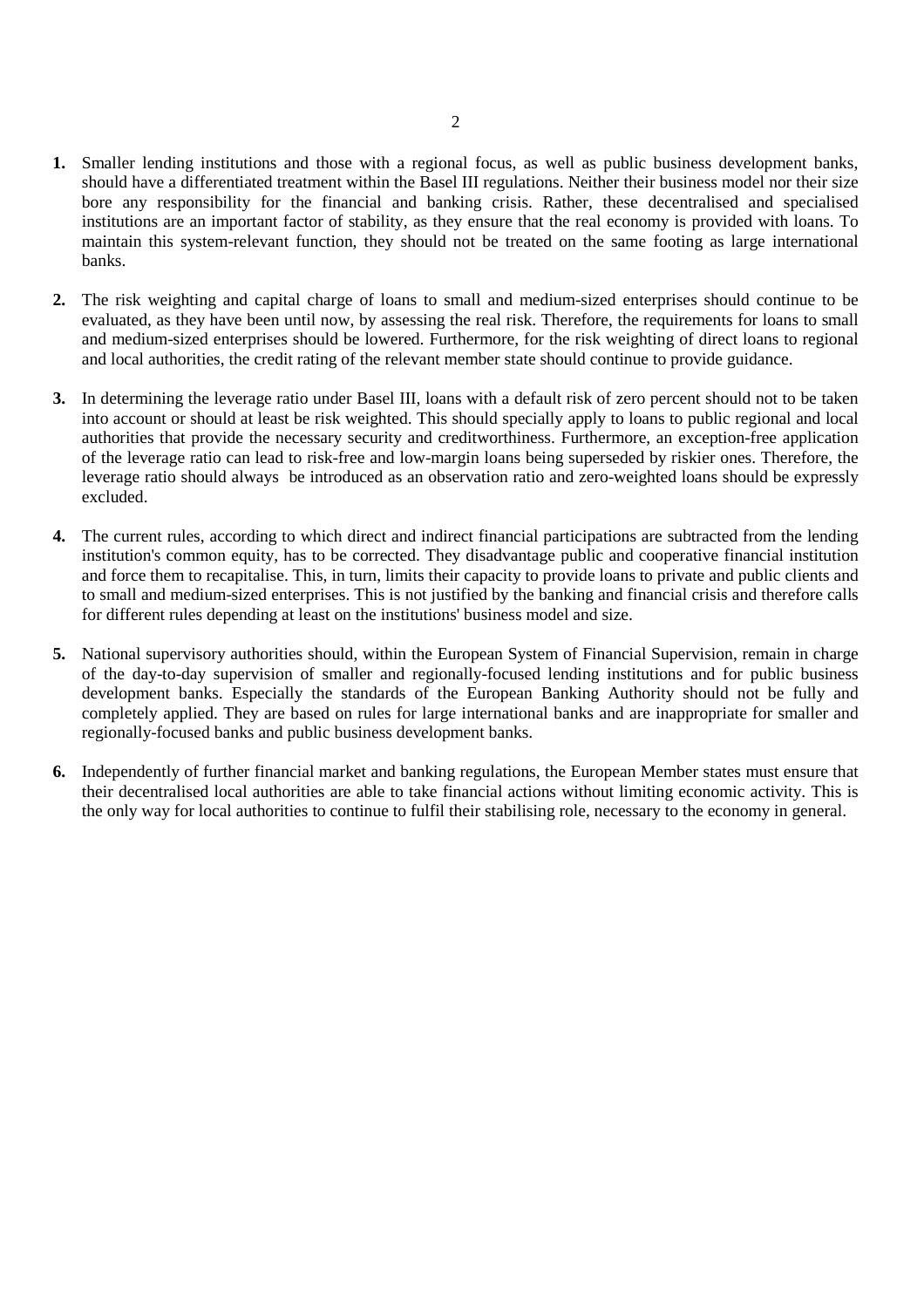**1.** Smaller lending institutions and those with a regional focus, as well as public business development banks, should have a differentiated treatment within the Basel III regulations. Neither their business model nor their size bore any responsibility for the financial and banking crisis. Rather, these decentralised and specialised institutions are an important factor of stability, as they ensure that the real economy is provided with loans. To maintain this system-relevant function, they should not be treated on the same footing as large international banks.

**2.** The risk weighting and capital charge of loans to small and medium-sized enterprises should continue to be evaluated, as they have been until now, by assessing the real risk. Therefore, the requirements for loans to small and medium-sized enterprises should be lowered. Furthermore, for the risk weighting of direct loans to regional and local authorities, the credit rating of the relevant member state should continue to provide guidance.

**3.** In determining the leverage ratio under Basel III, loans with a default risk of zero percent should not to be taken into account or should at least be risk weighted. This should specially apply to loans to public regional and local authorities that provide the necessary security and creditworthiness. Furthermore, an exception-free application of the leverage ratio can lead to risk-free and low-margin loans being superseded by riskier ones. Therefore, the leverage ratio should always be introduced as an observation ratio and zero-weighted loans should be expressly excluded.

**4.** The current rules, according to which direct and indirect financial participations are subtracted from the lending institution's common equity, has to be corrected. They disadvantage public and cooperative financial institution and force them to recapitalise. This, in turn, limits their capacity to provide loans to private and public clients and to small and medium-sized enterprises. This is not justified by the banking and financial crisis and therefore calls for different rules depending at least on the institutions' business model and size.

**5.** National supervisory authorities should, within the European System of Financial Supervision, remain in charge of the day-to-day supervision of smaller and regionally-focused lending institutions and for public business development banks. Especially the standards of the European Banking Authority should not be fully and completely applied. They are based on rules for large international banks and are inappropriate for smaller and regionally-focused banks and public business development banks.

**6.** Independently of further financial market and banking regulations, the European Member states must ensure that their decentralised local authorities are able to take financial actions without limiting economic activity. This is the only way for local authorities to continue to fulfil their stabilising role, necessary to the economy in general.